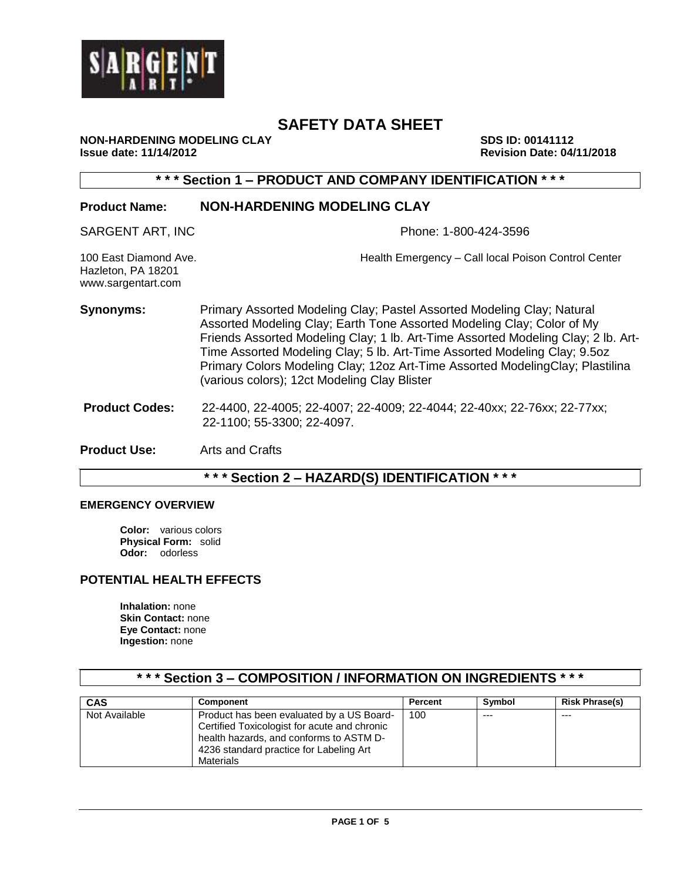# SAFETY DATA SHEET

**NON-HARDENING MODELING CLAY** **SDS ID: 00141112**
**Issue date: 11/14/2012** **Revision Date: 04/11/2018**

## * * * Section 1 – PRODUCT AND COMPANY IDENTIFICATION * * *

**Product Name:** **NON-HARDENING MODELING CLAY**

SARGENT ART, INC

Phone: 1-800-424-3596

100 East Diamond Ave.
Hazleton, PA 18201
www.sargentart.com

Health Emergency – Call local Poison Control Center

**Synonyms:** Primary Assorted Modeling Clay; Pastel Assorted Modeling Clay; Natural Assorted Modeling Clay; Earth Tone Assorted Modeling Clay; Color of My Friends Assorted Modeling Clay; 1 lb. Art-Time Assorted Modeling Clay; 2 lb. Art-Time Assorted Modeling Clay; 5 lb. Art-Time Assorted Modeling Clay; 9.5oz Primary Colors Modeling Clay; 12oz Art-Time Assorted ModelingClay; Plastilina (various colors); 12ct Modeling Clay Blister

**Product Codes:** 22-4400, 22-4005; 22-4007; 22-4009; 22-4044; 22-40xx; 22-76xx; 22-77xx; 22-1100; 55-3300; 22-4097.

**Product Use:** Arts and Crafts

## * * * Section 2 – HAZARD(S) IDENTIFICATION * * *

### EMERGENCY OVERVIEW

**Color:** various colors
**Physical Form:** solid
**Odor:** odorless

### POTENTIAL HEALTH EFFECTS

**Inhalation:** none
**Skin Contact:** none
**Eye Contact:** none
**Ingestion:** none

## * * * Section 3 – COMPOSITION / INFORMATION ON INGREDIENTS * * *

| CAS | Component | Percent | Symbol | Risk Phrase(s) |
|---|---|---|---|---|
| Not Available | Product has been evaluated by a US Board-Certified Toxicologist for acute and chronic health hazards, and conforms to ASTM D-4236 standard practice for Labeling Art Materials | 100 | --- | --- |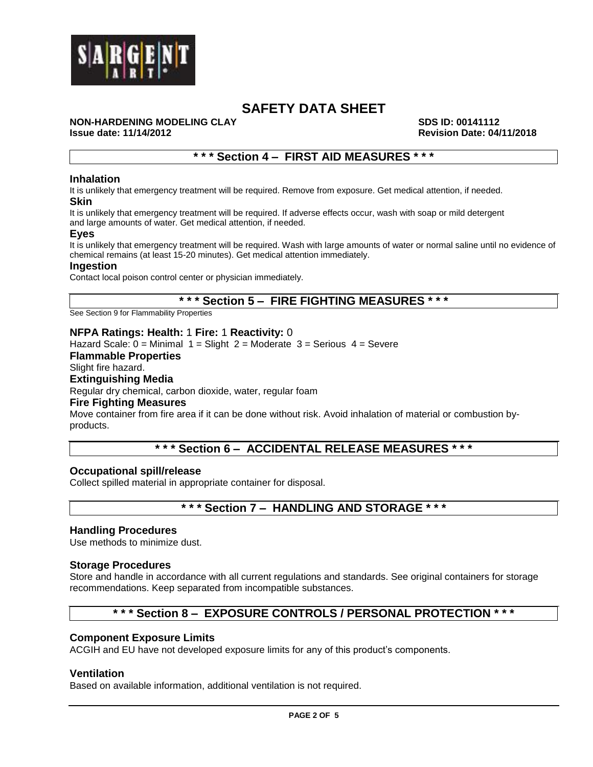# SAFETY DATA SHEET

**NON-HARDENING MODELING CLAY** **SDS ID: 00141112**
**Issue date: 11/14/2012** **Revision Date: 04/11/2018**

## * * * Section 4 – FIRST AID MEASURES * * *

### Inhalation

It is unlikely that emergency treatment will be required. Remove from exposure. Get medical attention, if needed.

### Skin

It is unlikely that emergency treatment will be required. If adverse effects occur, wash with soap or mild detergent and large amounts of water. Get medical attention, if needed.

### Eyes

It is unlikely that emergency treatment will be required. Wash with large amounts of water or normal saline until no evidence of chemical remains (at least 15-20 minutes). Get medical attention immediately.

### Ingestion

Contact local poison control center or physician immediately.

## * * * Section 5 – FIRE FIGHTING MEASURES * * *

See Section 9 for Flammability Properties

**NFPA Ratings: Health:** 1 **Fire:** 1 **Reactivity:** 0

Hazard Scale: 0 = Minimal 1 = Slight 2 = Moderate 3 = Serious 4 = Severe

### Flammable Properties

Slight fire hazard.

### Extinguishing Media

Regular dry chemical, carbon dioxide, water, regular foam

### Fire Fighting Measures

Move container from fire area if it can be done without risk. Avoid inhalation of material or combustion by-products.

## * * * Section 6 – ACCIDENTAL RELEASE MEASURES * * *

### Occupational spill/release

Collect spilled material in appropriate container for disposal.

## * * * Section 7 – HANDLING AND STORAGE * * *

### Handling Procedures

Use methods to minimize dust.

### Storage Procedures

Store and handle in accordance with all current regulations and standards. See original containers for storage recommendations. Keep separated from incompatible substances.

## * * * Section 8 – EXPOSURE CONTROLS / PERSONAL PROTECTION * * *

### Component Exposure Limits

ACGIH and EU have not developed exposure limits for any of this product's components.

### Ventilation

Based on available information, additional ventilation is not required.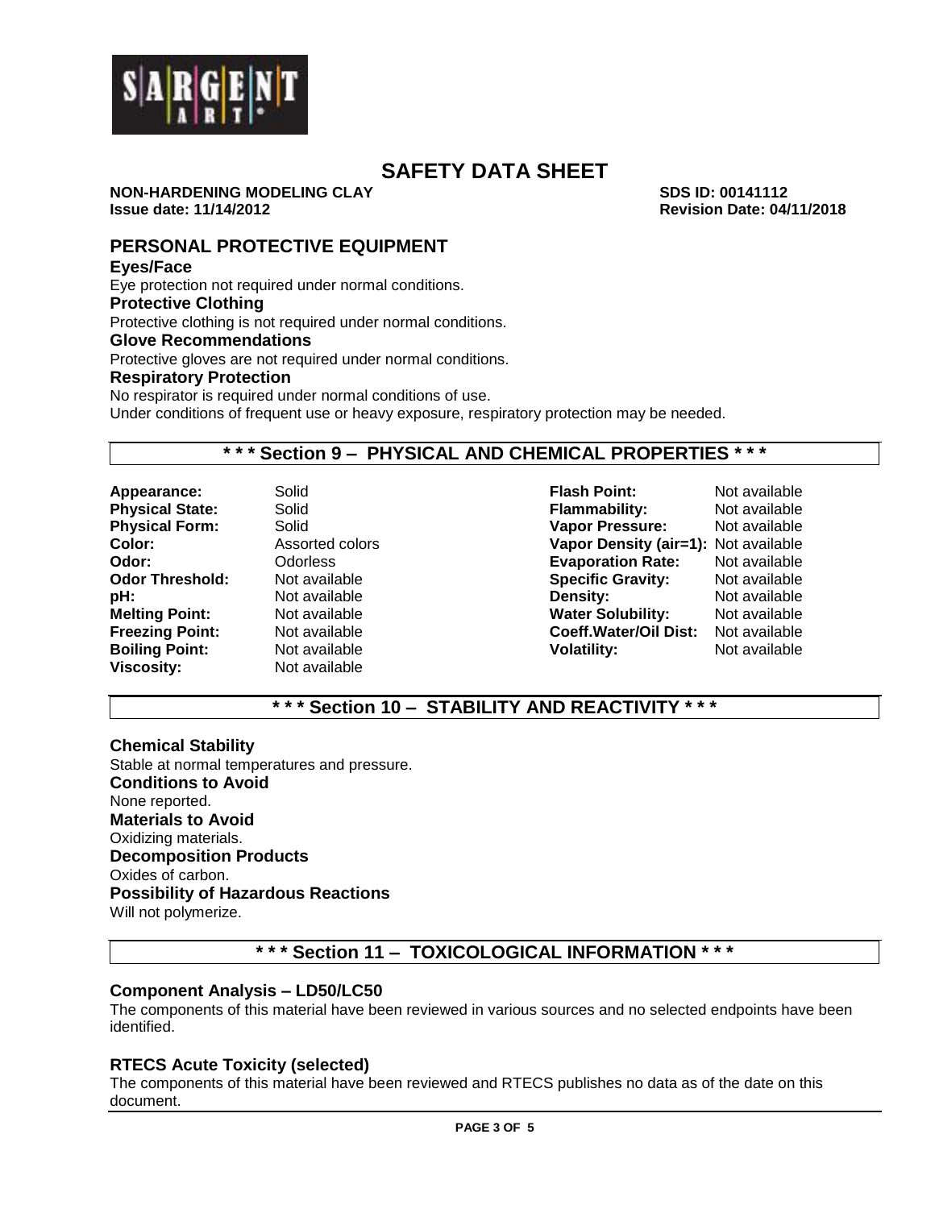# SAFETY DATA SHEET

**NON-HARDENING MODELING CLAY** **SDS ID: 00141112**
**Issue date: 11/14/2012** **Revision Date: 04/11/2018**

## PERSONAL PROTECTIVE EQUIPMENT

### Eyes/Face

Eye protection not required under normal conditions.

### Protective Clothing

Protective clothing is not required under normal conditions.

### Glove Recommendations

Protective gloves are not required under normal conditions.

### Respiratory Protection

No respirator is required under normal conditions of use.
Under conditions of frequent use or heavy exposure, respiratory protection may be needed.

## * * * Section 9 – PHYSICAL AND CHEMICAL PROPERTIES * * *

| | | | |
|---|---|---|---|
| **Appearance:** | Solid | **Flash Point:** | Not available |
| **Physical State:** | Solid | **Flammability:** | Not available |
| **Physical Form:** | Solid | **Vapor Pressure:** | Not available |
| **Color:** | Assorted colors | **Vapor Density (air=1):** | Not available |
| **Odor:** | Odorless | **Evaporation Rate:** | Not available |
| **Odor Threshold:** | Not available | **Specific Gravity:** | Not available |
| **pH:** | Not available | **Density:** | Not available |
| **Melting Point:** | Not available | **Water Solubility:** | Not available |
| **Freezing Point:** | Not available | **Coeff.Water/Oil Dist:** | Not available |
| **Boiling Point:** | Not available | **Volatility:** | Not available |
| **Viscosity:** | Not available | | |

## * * * Section 10 – STABILITY AND REACTIVITY * * *

### Chemical Stability

Stable at normal temperatures and pressure.

### Conditions to Avoid

None reported.

### Materials to Avoid

Oxidizing materials.

### Decomposition Products

Oxides of carbon.

### Possibility of Hazardous Reactions

Will not polymerize.

## * * * Section 11 – TOXICOLOGICAL INFORMATION * * *

### Component Analysis – LD50/LC50

The components of this material have been reviewed in various sources and no selected endpoints have been identified.

### RTECS Acute Toxicity (selected)

The components of this material have been reviewed and RTECS publishes no data as of the date on this document.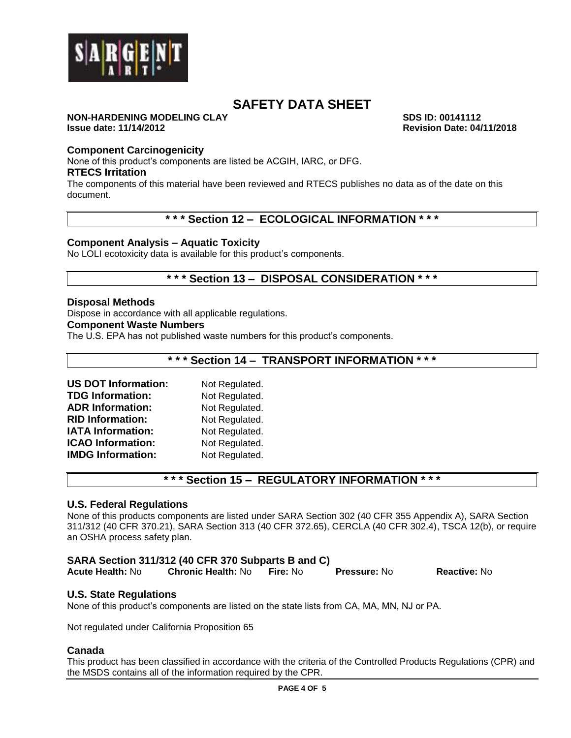# SAFETY DATA SHEET

**NON-HARDENING MODELING CLAY** **SDS ID: 00141112**
**Issue date: 11/14/2012** **Revision Date: 04/11/2018**

### Component Carcinogenicity

None of this product's components are listed be ACGIH, IARC, or DFG.

### RTECS Irritation

The components of this material have been reviewed and RTECS publishes no data as of the date on this document.

## * * * Section 12 – ECOLOGICAL INFORMATION * * *

### Component Analysis – Aquatic Toxicity

No LOLI ecotoxicity data is available for this product's components.

## * * * Section 13 – DISPOSAL CONSIDERATION * * *

### Disposal Methods

Dispose in accordance with all applicable regulations.

### Component Waste Numbers

The U.S. EPA has not published waste numbers for this product's components.

## * * * Section 14 – TRANSPORT INFORMATION * * *

**US DOT Information:** Not Regulated.
**TDG Information:** Not Regulated.
**ADR Information:** Not Regulated.
**RID Information:** Not Regulated.
**IATA Information:** Not Regulated.
**ICAO Information:** Not Regulated.
**IMDG Information:** Not Regulated.

## * * * Section 15 – REGULATORY INFORMATION * * *

### U.S. Federal Regulations

None of this products components are listed under SARA Section 302 (40 CFR 355 Appendix A), SARA Section 311/312 (40 CFR 370.21), SARA Section 313 (40 CFR 372.65), CERCLA (40 CFR 302.4), TSCA 12(b), or require an OSHA process safety plan.

### SARA Section 311/312 (40 CFR 370 Subparts B and C)

**Acute Health:** No **Chronic Health:** No **Fire:** No **Pressure:** No **Reactive:** No

### U.S. State Regulations

None of this product's components are listed on the state lists from CA, MA, MN, NJ or PA.

Not regulated under California Proposition 65

### Canada

This product has been classified in accordance with the criteria of the Controlled Products Regulations (CPR) and the MSDS contains all of the information required by the CPR.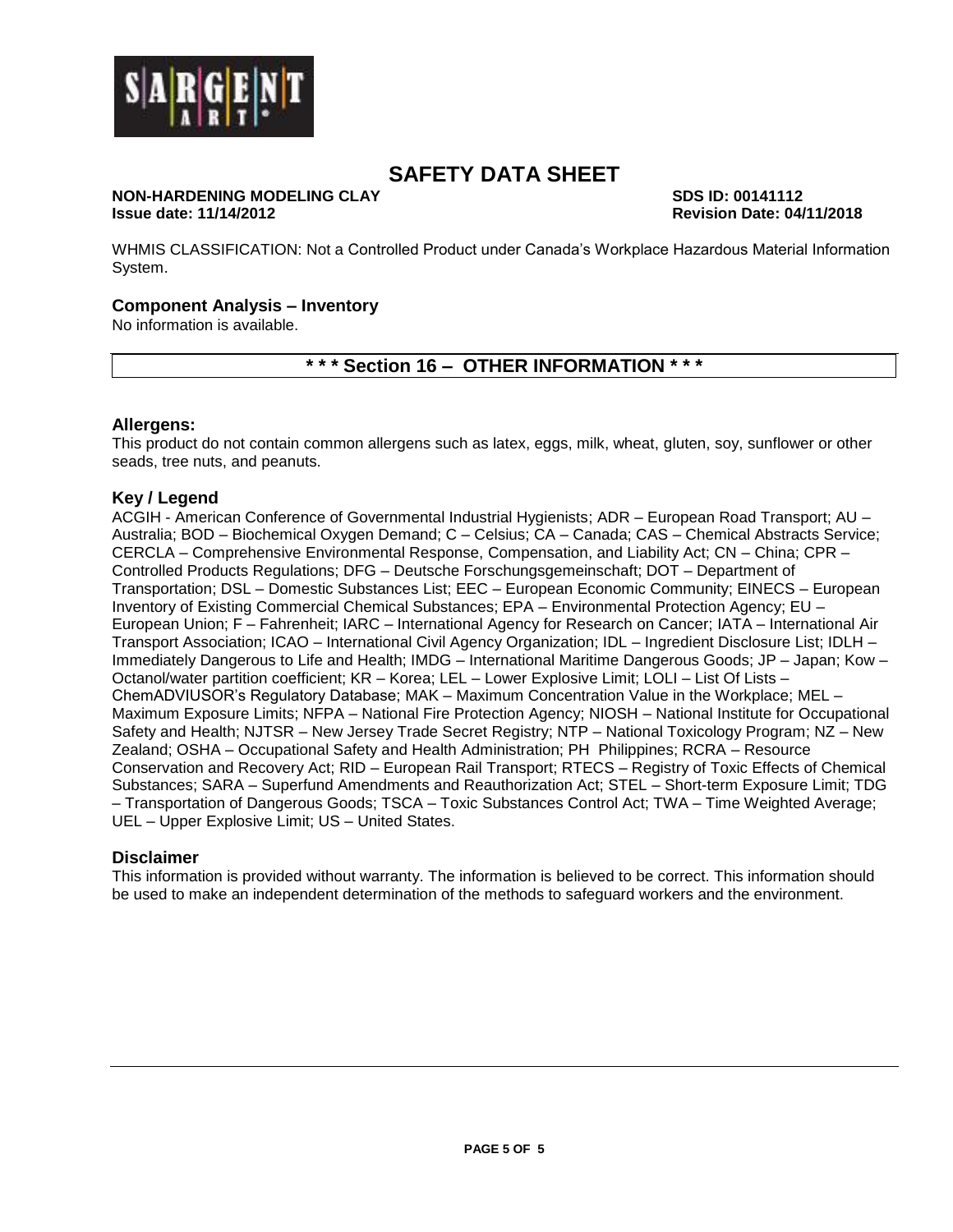# SAFETY DATA SHEET

**NON-HARDENING MODELING CLAY** **SDS ID: 00141112**
**Issue date: 11/14/2012** **Revision Date: 04/11/2018**

WHMIS CLASSIFICATION: Not a Controlled Product under Canada's Workplace Hazardous Material Information System.

### Component Analysis – Inventory

No information is available.

## * * * Section 16 – OTHER INFORMATION * * *

### Allergens:

This product do not contain common allergens such as latex, eggs, milk, wheat, gluten, soy, sunflower or other seads, tree nuts, and peanuts.

### Key / Legend

ACGIH - American Conference of Governmental Industrial Hygienists; ADR – European Road Transport; AU – Australia; BOD – Biochemical Oxygen Demand; C – Celsius; CA – Canada; CAS – Chemical Abstracts Service; CERCLA – Comprehensive Environmental Response, Compensation, and Liability Act; CN – China; CPR – Controlled Products Regulations; DFG – Deutsche Forschungsgemeinschaft; DOT – Department of Transportation; DSL – Domestic Substances List; EEC – European Economic Community; EINECS – European Inventory of Existing Commercial Chemical Substances; EPA – Environmental Protection Agency; EU – European Union; F – Fahrenheit; IARC – International Agency for Research on Cancer; IATA – International Air Transport Association; ICAO – International Civil Agency Organization; IDL – Ingredient Disclosure List; IDLH – Immediately Dangerous to Life and Health; IMDG – International Maritime Dangerous Goods; JP – Japan; Kow – Octanol/water partition coefficient; KR – Korea; LEL – Lower Explosive Limit; LOLI – List Of Lists – ChemADVIUSOR's Regulatory Database; MAK – Maximum Concentration Value in the Workplace; MEL – Maximum Exposure Limits; NFPA – National Fire Protection Agency; NIOSH – National Institute for Occupational Safety and Health; NJTSR – New Jersey Trade Secret Registry; NTP – National Toxicology Program; NZ – New Zealand; OSHA – Occupational Safety and Health Administration; PH Philippines; RCRA – Resource Conservation and Recovery Act; RID – European Rail Transport; RTECS – Registry of Toxic Effects of Chemical Substances; SARA – Superfund Amendments and Reauthorization Act; STEL – Short-term Exposure Limit; TDG – Transportation of Dangerous Goods; TSCA – Toxic Substances Control Act; TWA – Time Weighted Average; UEL – Upper Explosive Limit; US – United States.

### Disclaimer

This information is provided without warranty. The information is believed to be correct. This information should be used to make an independent determination of the methods to safeguard workers and the environment.